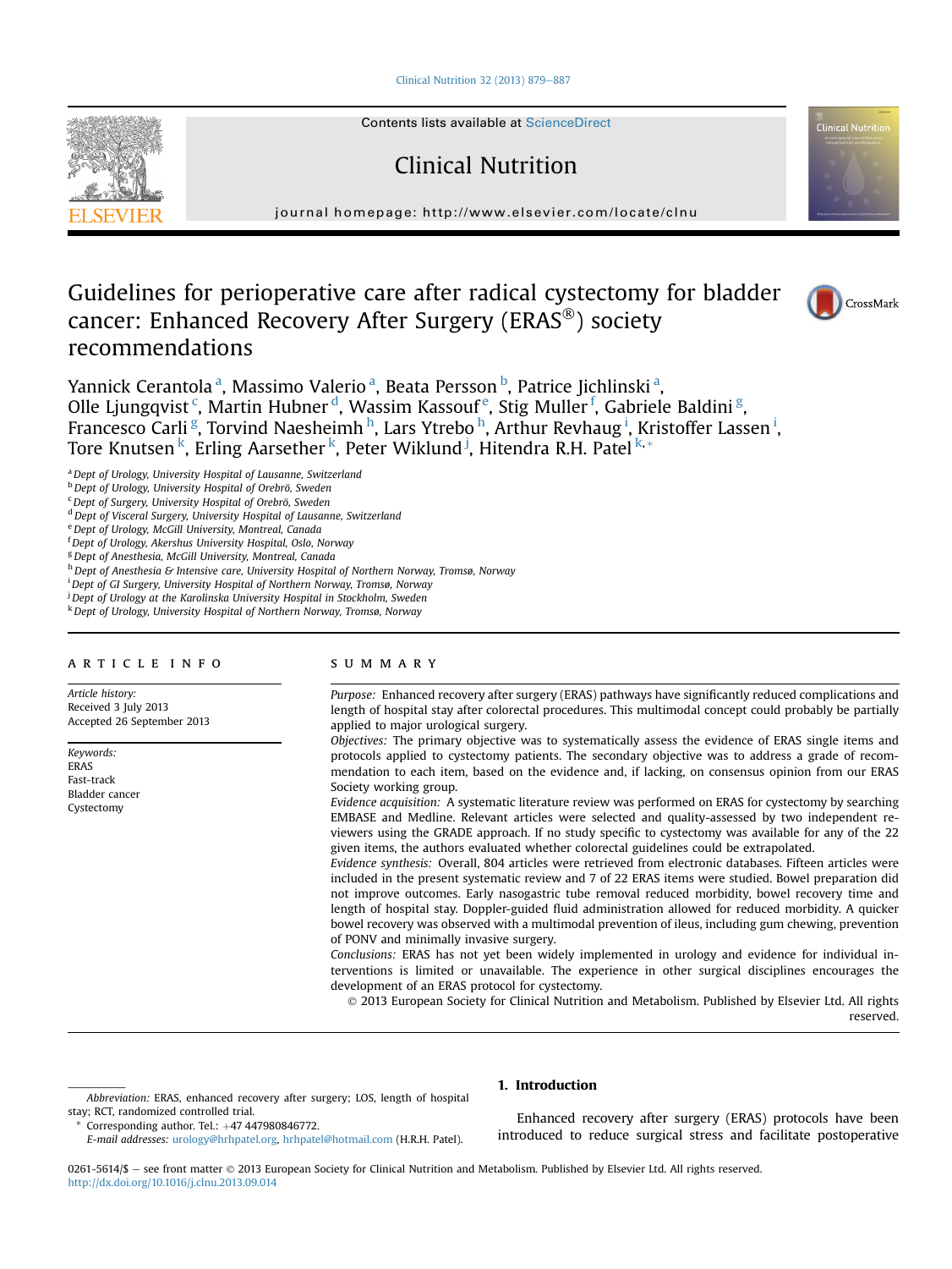# Guidelines for perioperative care after radical cystectomy for bladder cancer: Enhanced Recovery After Surgery (ERAS®) society recommendations

Yannick Cerantola [a], Massimo Valerio [a], Beata Persson [b], Patrice Jichlinski [a], Olle Ljungqvist [c], Martin Hubner [d], Wassim Kassouf [e], Stig Muller [f], Gabriele Baldini [g], Francesco Carli [g], Torvind Naesheimh [h], Lars Ytrebo [h], Arthur Revhaug [i], Kristoffer Lassen [i], Tore Knutsen [k], Erling Aarsether [k], Peter Wiklund [j], Hitendra R.H. Patel [k,*]

[a] Dept of Urology, University Hospital of Lausanne, Switzerland
[b] Dept of Urology, University Hospital of Orebrö, Sweden
[c] Dept of Surgery, University Hospital of Orebrö, Sweden
[d] Dept of Visceral Surgery, University Hospital of Lausanne, Switzerland
[e] Dept of Urology, McGill University, Montreal, Canada
[f] Dept of Urology, Akershus University Hospital, Oslo, Norway
[g] Dept of Anesthesia, McGill University, Montreal, Canada
[h] Dept of Anesthesia & Intensive care, University Hospital of Northern Norway, Tromsø, Norway
[i] Dept of GI Surgery, University Hospital of Northern Norway, Tromsø, Norway
[j] Dept of Urology at the Karolinska University Hospital in Stockholm, Sweden
[k] Dept of Urology, University Hospital of Northern Norway, Tromsø, Norway

## ARTICLE INFO

*Article history:*
Received 3 July 2013
Accepted 26 September 2013

*Keywords:*
ERAS
Fast-track
Bladder cancer
Cystectomy

## SUMMARY

*Purpose:* Enhanced recovery after surgery (ERAS) pathways have significantly reduced complications and length of hospital stay after colorectal procedures. This multimodal concept could probably be partially applied to major urological surgery.

*Objectives:* The primary objective was to systematically assess the evidence of ERAS single items and protocols applied to cystectomy patients. The secondary objective was to address a grade of recommendation to each item, based on the evidence and, if lacking, on consensus opinion from our ERAS Society working group.

*Evidence acquisition:* A systematic literature review was performed on ERAS for cystectomy by searching EMBASE and Medline. Relevant articles were selected and quality-assessed by two independent reviewers using the GRADE approach. If no study specific to cystectomy was available for any of the 22 given items, the authors evaluated whether colorectal guidelines could be extrapolated.

*Evidence synthesis:* Overall, 804 articles were retrieved from electronic databases. Fifteen articles were included in the present systematic review and 7 of 22 ERAS items were studied. Bowel preparation did not improve outcomes. Early nasogastric tube removal reduced morbidity, bowel recovery time and length of hospital stay. Doppler-guided fluid administration allowed for reduced morbidity. A quicker bowel recovery was observed with a multimodal prevention of ileus, including gum chewing, prevention of PONV and minimally invasive surgery.

*Conclusions:* ERAS has not yet been widely implemented in urology and evidence for individual interventions is limited or unavailable. The experience in other surgical disciplines encourages the development of an ERAS protocol for cystectomy.

© 2013 European Society for Clinical Nutrition and Metabolism. Published by Elsevier Ltd. All rights reserved.

## 1. Introduction

Enhanced recovery after surgery (ERAS) protocols have been introduced to reduce surgical stress and facilitate postoperative

---

*Abbreviation:* ERAS, enhanced recovery after surgery; LOS, length of hospital stay; RCT, randomized controlled trial.

\* Corresponding author. Tel.: +47 447980846772.
*E-mail addresses:* urology@hrhpatel.org, hrhpatel@hotmail.com (H.R.H. Patel).

0261-5614/$ – see front matter © 2013 European Society for Clinical Nutrition and Metabolism. Published by Elsevier Ltd. All rights reserved.
http://dx.doi.org/10.1016/j.clnu.2013.09.014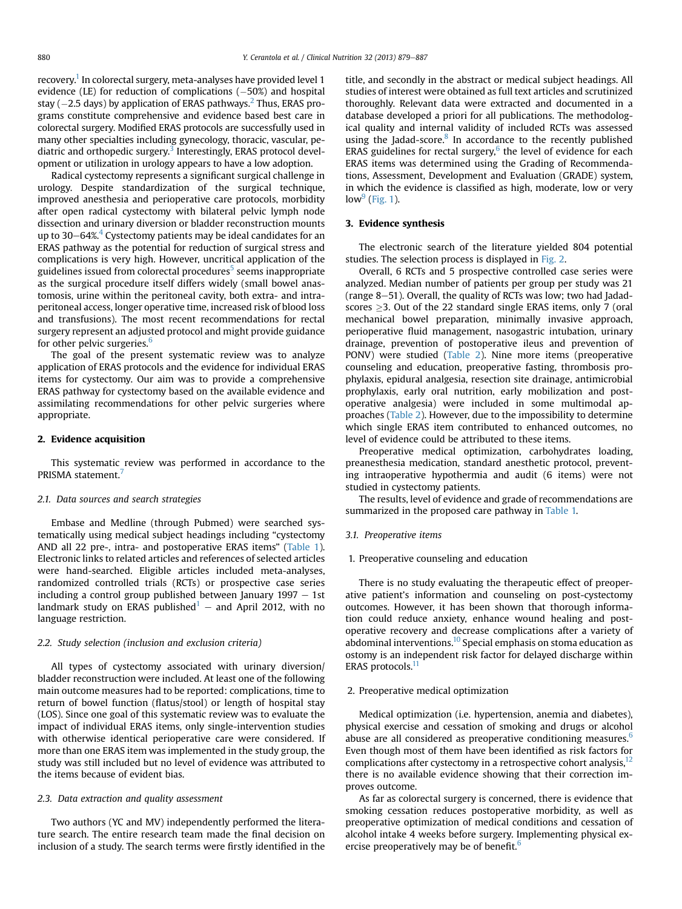recovery.[1] In colorectal surgery, meta-analyses have provided level 1 evidence (LE) for reduction of complications (−50%) and hospital stay (−2.5 days) by application of ERAS pathways.[2] Thus, ERAS programs constitute comprehensive and evidence based best care in colorectal surgery. Modified ERAS protocols are successfully used in many other specialties including gynecology, thoracic, vascular, pediatric and orthopedic surgery.[3] Interestingly, ERAS protocol development or utilization in urology appears to have a low adoption.

Radical cystectomy represents a significant surgical challenge in urology. Despite standardization of the surgical technique, improved anesthesia and perioperative care protocols, morbidity after open radical cystectomy with bilateral pelvic lymph node dissection and urinary diversion or bladder reconstruction mounts up to 30–64%.[4] Cystectomy patients may be ideal candidates for an ERAS pathway as the potential for reduction of surgical stress and complications is very high. However, uncritical application of the guidelines issued from colorectal procedures[5] seems inappropriate as the surgical procedure itself differs widely (small bowel anastomosis, urine within the peritoneal cavity, both extra- and intraperitoneal access, longer operative time, increased risk of blood loss and transfusions). The most recent recommendations for rectal surgery represent an adjusted protocol and might provide guidance for other pelvic surgeries.[6]

The goal of the present systematic review was to analyze application of ERAS protocols and the evidence for individual ERAS items for cystectomy. Our aim was to provide a comprehensive ERAS pathway for cystectomy based on the available evidence and assimilating recommendations for other pelvic surgeries where appropriate.

## 2. Evidence acquisition

This systematic review was performed in accordance to the PRISMA statement.[7]

### 2.1. Data sources and search strategies

Embase and Medline (through Pubmed) were searched systematically using medical subject headings including "cystectomy AND all 22 pre-, intra- and postoperative ERAS items" (Table 1). Electronic links to related articles and references of selected articles were hand-searched. Eligible articles included meta-analyses, randomized controlled trials (RCTs) or prospective case series including a control group published between January 1997 – 1st landmark study on ERAS published[1] – and April 2012, with no language restriction.

### 2.2. Study selection (inclusion and exclusion criteria)

All types of cystectomy associated with urinary diversion/bladder reconstruction were included. At least one of the following main outcome measures had to be reported: complications, time to return of bowel function (flatus/stool) or length of hospital stay (LOS). Since one goal of this systematic review was to evaluate the impact of individual ERAS items, only single-intervention studies with otherwise identical perioperative care were considered. If more than one ERAS item was implemented in the study group, the study was still included but no level of evidence was attributed to the items because of evident bias.

### 2.3. Data extraction and quality assessment

Two authors (YC and MV) independently performed the literature search. The entire research team made the final decision on inclusion of a study. The search terms were firstly identified in the title, and secondly in the abstract or medical subject headings. All studies of interest were obtained as full text articles and scrutinized thoroughly. Relevant data were extracted and documented in a database developed a priori for all publications. The methodological quality and internal validity of included RCTs was assessed using the Jadad-score.[8] In accordance to the recently published ERAS guidelines for rectal surgery,[6] the level of evidence for each ERAS items was determined using the Grading of Recommendations, Assessment, Development and Evaluation (GRADE) system, in which the evidence is classified as high, moderate, low or very low[9] (Fig. 1).

## 3. Evidence synthesis

The electronic search of the literature yielded 804 potential studies. The selection process is displayed in Fig. 2.

Overall, 6 RCTs and 5 prospective controlled case series were analyzed. Median number of patients per group per study was 21 (range 8–51). Overall, the quality of RCTs was low; two had Jadad-scores ≥3. Out of the 22 standard single ERAS items, only 7 (oral mechanical bowel preparation, minimally invasive approach, perioperative fluid management, nasogastric intubation, urinary drainage, prevention of postoperative ileus and prevention of PONV) were studied (Table 2). Nine more items (preoperative counseling and education, preoperative fasting, thrombosis prophylaxis, epidural analgesia, resection site drainage, antimicrobial prophylaxis, early oral nutrition, early mobilization and postoperative analgesia) were included in some multimodal approaches (Table 2). However, due to the impossibility to determine which single ERAS item contributed to enhanced outcomes, no level of evidence could be attributed to these items.

Preoperative medical optimization, carbohydrates loading, preanesthesia medication, standard anesthetic protocol, preventing intraoperative hypothermia and audit (6 items) were not studied in cystectomy patients.

The results, level of evidence and grade of recommendations are summarized in the proposed care pathway in Table 1.

### 3.1. Preoperative items

1. Preoperative counseling and education

There is no study evaluating the therapeutic effect of preoperative patient's information and counseling on post-cystectomy outcomes. However, it has been shown that thorough information could reduce anxiety, enhance wound healing and postoperative recovery and decrease complications after a variety of abdominal interventions.[10] Special emphasis on stoma education as ostomy is an independent risk factor for delayed discharge within ERAS protocols.[11]

2. Preoperative medical optimization

Medical optimization (i.e. hypertension, anemia and diabetes), physical exercise and cessation of smoking and drugs or alcohol abuse are all considered as preoperative conditioning measures.[6] Even though most of them have been identified as risk factors for complications after cystectomy in a retrospective cohort analysis,[12] there is no available evidence showing that their correction improves outcome.

As far as colorectal surgery is concerned, there is evidence that smoking cessation reduces postoperative morbidity, as well as preoperative optimization of medical conditions and cessation of alcohol intake 4 weeks before surgery. Implementing physical exercise preoperatively may be of benefit.[6]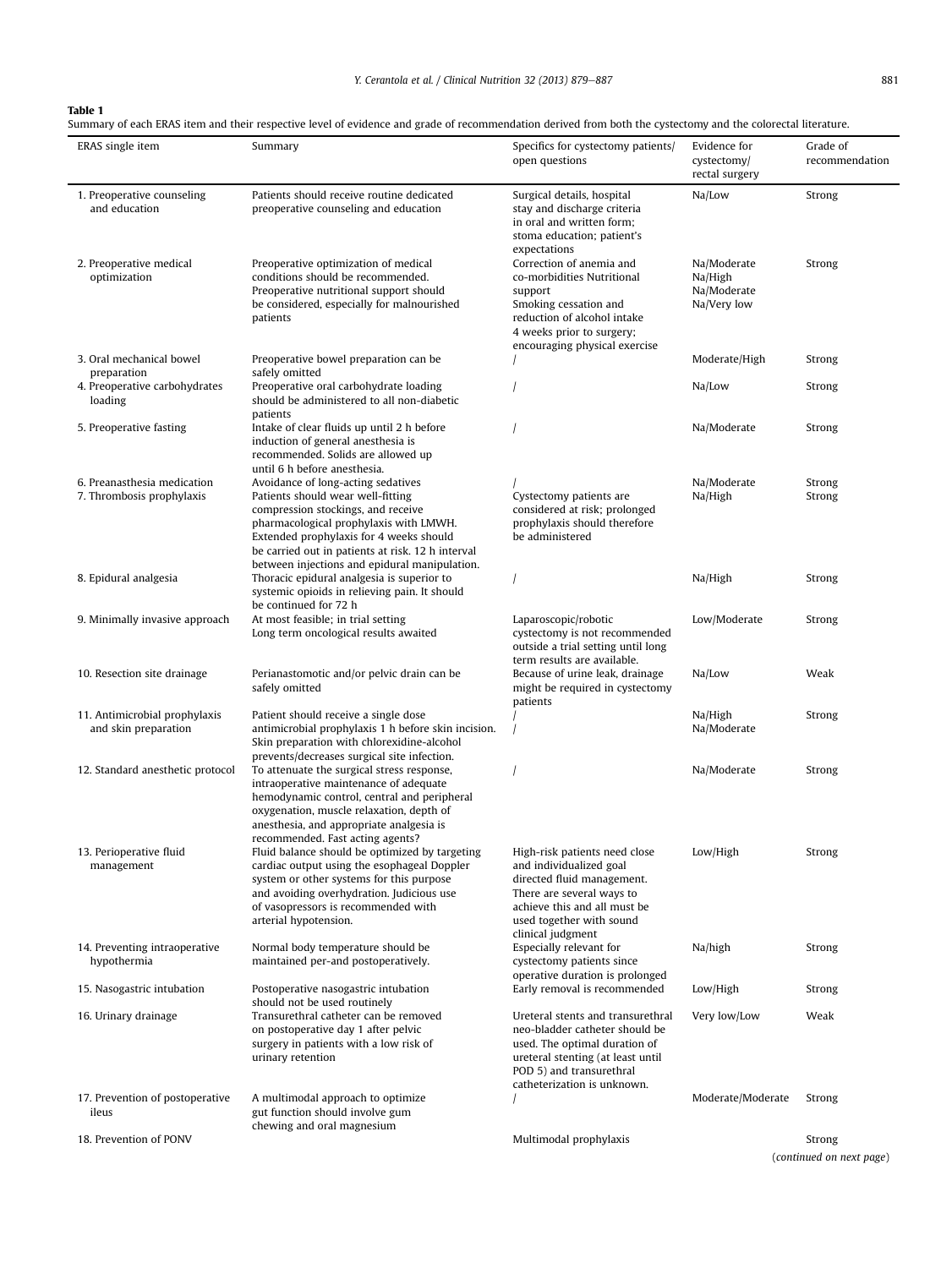**Table 1**
Summary of each ERAS item and their respective level of evidence and grade of recommendation derived from both the cystectomy and the colorectal literature.

| ERAS single item | Summary | Specifics for cystectomy patients/ open questions | Evidence for cystectomy/ rectal surgery | Grade of recommendation |
|---|---|---|---|---|
| 1. Preoperative counseling and education | Patients should receive routine dedicated preoperative counseling and education | Surgical details, hospital stay and discharge criteria in oral and written form; stoma education; patient's expectations | Na/Low | Strong |
| 2. Preoperative medical optimization | Preoperative optimization of medical conditions should be recommended. Preoperative nutritional support should be considered, especially for malnourished patients | Correction of anemia and co-morbidities Nutritional support Smoking cessation and reduction of alcohol intake 4 weeks prior to surgery; encouraging physical exercise | Na/Moderate Na/High Na/Moderate Na/Very low | Strong |
| 3. Oral mechanical bowel preparation | Preoperative bowel preparation can be safely omitted | / | Moderate/High | Strong |
| 4. Preoperative carbohydrates loading | Preoperative oral carbohydrate loading should be administered to all non-diabetic patients | / | Na/Low | Strong |
| 5. Preoperative fasting | Intake of clear fluids up until 2 h before induction of general anesthesia is recommended. Solids are allowed up until 6 h before anesthesia. | / | Na/Moderate | Strong |
| 6. Preanasthesia medication | Avoidance of long-acting sedatives | / | Na/Moderate | Strong |
| 7. Thrombosis prophylaxis | Patients should wear well-fitting compression stockings, and receive pharmacological prophylaxis with LMWH. Extended prophylaxis for 4 weeks should be carried out in patients at risk. 12 h interval between injections and epidural manipulation. | Cystectomy patients are considered at risk; prolonged prophylaxis should therefore be administered | Na/High | Strong |
| 8. Epidural analgesia | Thoracic epidural analgesia is superior to systemic opioids in relieving pain. It should be continued for 72 h | / | Na/High | Strong |
| 9. Minimally invasive approach | At most feasible; in trial setting Long term oncological results awaited | Laparoscopic/robotic cystectomy is not recommended outside a trial setting until long term results are available. | Low/Moderate | Strong |
| 10. Resection site drainage | Perianastomotic and/or pelvic drain can be safely omitted | Because of urine leak, drainage might be required in cystectomy patients | Na/Low | Weak |
| 11. Antimicrobial prophylaxis and skin preparation | Patient should receive a single dose antimicrobial prophylaxis 1 h before skin incision. Skin preparation with chlorexidine-alcohol prevents/decreases surgical site infection. | / / | Na/High Na/Moderate | Strong |
| 12. Standard anesthetic protocol | To attenuate the surgical stress response, intraoperative maintenance of adequate hemodynamic control, central and peripheral oxygenation, muscle relaxation, depth of anesthesia, and appropriate analgesia is recommended. Fast acting agents? | / | Na/Moderate | Strong |
| 13. Perioperative fluid management | Fluid balance should be optimized by targeting cardiac output using the esophageal Doppler system or other systems for this purpose and avoiding overhydration. Judicious use of vasopressors is recommended with arterial hypotension. | High-risk patients need close and individualized goal directed fluid management. There are several ways to achieve this and all must be used together with sound clinical judgment | Low/High | Strong |
| 14. Preventing intraoperative hypothermia | Normal body temperature should be maintained per-and postoperatively. | Especially relevant for cystectomy patients since operative duration is prolonged | Na/high | Strong |
| 15. Nasogastric intubation | Postoperative nasogastric intubation should not be used routinely | Early removal is recommended | Low/High | Strong |
| 16. Urinary drainage | Transurethral catheter can be removed on postoperative day 1 after pelvic surgery in patients with a low risk of urinary retention | Ureteral stents and transurethral neo-bladder catheter should be used. The optimal duration of ureteral stenting (at least until POD 5) and transurethral catheterization is unknown. | Very low/Low | Weak |
| 17. Prevention of postoperative ileus | A multimodal approach to optimize gut function should involve gum chewing and oral magnesium | / | Moderate/Moderate | Strong |
| 18. Prevention of PONV | | Multimodal prophylaxis | | Strong |

(*continued on next page*)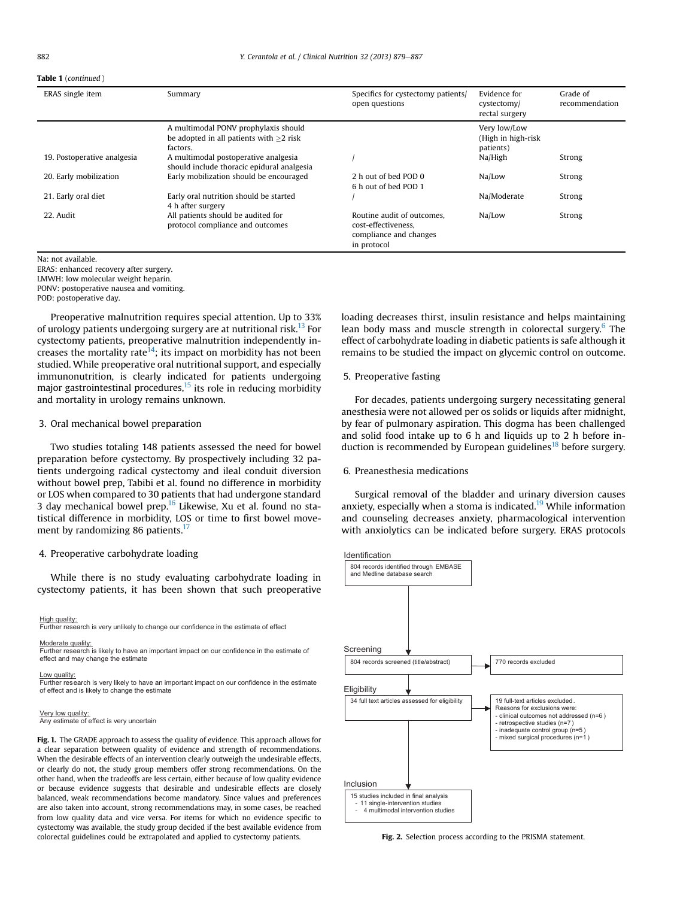**Table 1** (*continued*)

| ERAS single item | Summary | Specifics for cystectomy patients/ open questions | Evidence for cystectomy/ rectal surgery | Grade of recommendation |
|---|---|---|---|---|
| | A multimodal PONV prophylaxis should be adopted in all patients with ≥2 risk factors. | | Very low/Low (High in high-risk patients) | |
| 19. Postoperative analgesia | A multimodal postoperative analgesia should include thoracic epidural analgesia | / | Na/High | Strong |
| 20. Early mobilization | Early mobilization should be encouraged | 2 h out of bed POD 0<br>6 h out of bed POD 1 | Na/Low | Strong |
| 21. Early oral diet | Early oral nutrition should be started 4 h after surgery | / | Na/Moderate | Strong |
| 22. Audit | All patients should be audited for protocol compliance and outcomes | Routine audit of outcomes, cost-effectiveness, compliance and changes in protocol | Na/Low | Strong |

Na: not available.
ERAS: enhanced recovery after surgery.
LMWH: low molecular weight heparin.
PONV: postoperative nausea and vomiting.
POD: postoperative day.

Preoperative malnutrition requires special attention. Up to 33% of urology patients undergoing surgery are at nutritional risk.[13] For cystectomy patients, preoperative malnutrition independently increases the mortality rate[14]; its impact on morbidity has not been studied. While preoperative oral nutritional support, and especially immunonutrition, is clearly indicated for patients undergoing major gastrointestinal procedures,[15] its role in reducing morbidity and mortality in urology remains unknown.

### 3. Oral mechanical bowel preparation

Two studies totaling 148 patients assessed the need for bowel preparation before cystectomy. By prospectively including 32 patients undergoing radical cystectomy and ileal conduit diversion without bowel prep, Tabibi et al. found no difference in morbidity or LOS when compared to 30 patients that had undergone standard 3 day mechanical bowel prep.[16] Likewise, Xu et al. found no statistical difference in morbidity, LOS or time to first bowel movement by randomizing 86 patients.[17]

### 4. Preoperative carbohydrate loading

While there is no study evaluating carbohydrate loading in cystectomy patients, it has been shown that such preoperative loading decreases thirst, insulin resistance and helps maintaining lean body mass and muscle strength in colorectal surgery.[6] The effect of carbohydrate loading in diabetic patients is safe although it remains to be studied the impact on glycemic control on outcome.

### 5. Preoperative fasting

For decades, patients undergoing surgery necessitating general anesthesia were not allowed per os solids or liquids after midnight, by fear of pulmonary aspiration. This dogma has been challenged and solid food intake up to 6 h and liquids up to 2 h before induction is recommended by European guidelines[18] before surgery.

### 6. Preanesthesia medications

Surgical removal of the bladder and urinary diversion causes anxiety, especially when a stoma is indicated.[19] While information and counseling decreases anxiety, pharmacological intervention with anxiolytics can be indicated before surgery. ERAS protocols

High quality:
Further research is very unlikely to change our confidence in the estimate of effect

Moderate quality:
Further research is likely to have an important impact on our confidence in the estimate of effect and may change the estimate

Low quality:
Further research is very likely to have an important impact on our confidence in the estimate of effect and is likely to change the estimate

Very low quality:
Any estimate of effect is very uncertain

**Fig. 1.** The GRADE approach to assess the quality of evidence. This approach allows for a clear separation between quality of evidence and strength of recommendations. When the desirable effects of an intervention clearly outweigh the undesirable effects, or clearly do not, the study group members offer strong recommendations. On the other hand, when the tradeoffs are less certain, either because of low quality evidence or because evidence suggests that desirable and undesirable effects are closely balanced, weak recommendations become mandatory. Since values and preferences are also taken into account, strong recommendations may, in some cases, be reached from low quality data and vice versa. For items for which no evidence specific to cystectomy was available, the study group decided if the best available evidence from colorectal guidelines could be extrapolated and applied to cystectomy patients.

Identification
804 records identified through EMBASE and Medline database search

Screening
804 records screened (title/abstract) → 770 records excluded

Eligibility
34 full text articles assessed for eligibility → 19 full-text articles excluded. Reasons for exclusions were:
- clinical outcomes not addressed (n=6)
- retrospective studies (n=7)
- inadequate control group (n=5)
- mixed surgical procedures (n=1)

Inclusion
15 studies included in final analysis
- 11 single-intervention studies
- 4 multimodal intervention studies

**Fig. 2.** Selection process according to the PRISMA statement.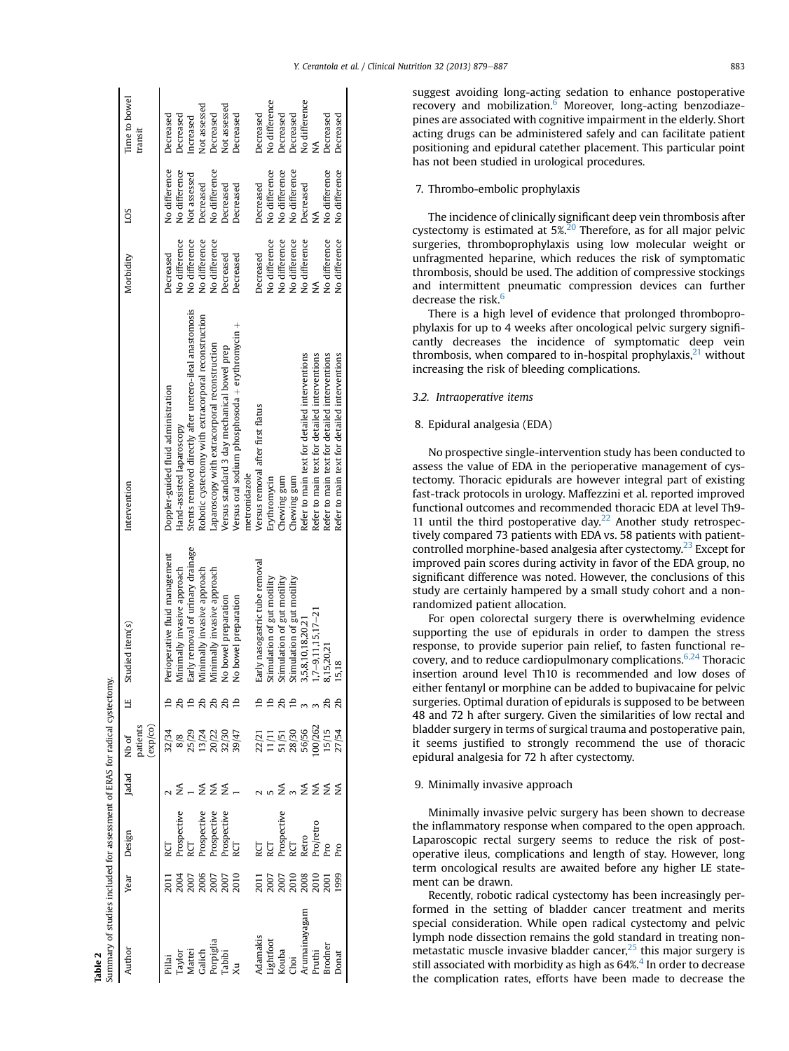**Table 2**
Summary of studies included for assessment of ERAS for radical cystectomy.

| Author | Year | Design | Jadad | Nb of patients (exp/co) | LE | Studied item(s) | Intervention | Morbidity | LOS | Time to bowel transit |
|---|---|---|---|---|---|---|---|---|---|---|
| Pillai | 2011 | RCT | 2 | 32/34 | 1b | Perioperative fluid management | Doppler-guided fluid administration | Decreased | No difference | Decreased |
| Taylor | 2004 | Prospective | NA | 8/8 | 2b | Minimally invasive approach | Hand-assisted laparoscopy | No difference | No difference | Decreased |
| Mattei | 2007 | RCT | 1 | 25/29 | 1b | Early removal of urinary drainage | Stents removed directly after uretero-ileal anastomosis | No difference | Not assessed | Increased |
| Galich | 2006 | Prospective | NA | 13/24 | 2b | Minimally invasive approach | Robotic cystectomy with extracorporal reconstruction | No difference | Decreased | Not assessed |
| Porpiglia | 2007 | Prospective | NA | 20/22 | 2b | Minimally invasive approach | Laparoscopy with extracorporal reconstruction | No difference | No difference | Decreased |
| Tabibi | 2007 | Prospective | NA | 32/30 | 2b | No bowel preparation | Versus standard 3 day mechanical bowel prep | Decreased | Decreased | Not assessed |
| Xu | 2010 | RCT | 1 | 39/47 | 1b | No bowel preparation | Versus oral sodium phosphosoda + erythromycin + metronidazole | Decreased | Decreased | Decreased |
| Adamakis | 2011 | RCT | 2 | 22/21 | 1b | Early nasogastric tube removal | Versus removal after first flatus | Decreased | Decreased | Decreased |
| Lightfoot | 2007 | RCT | 5 | 11/11 | 1b | Stimulation of gut motility | Erythromycin | No difference | No difference | No difference |
| Kouba | 2007 | Prospective | NA | 51/51 | 2b | Stimulation of gut motility | Chewing gum | No difference | No difference | Decreased |
| Choi | 2010 | RCT | 3 | 28/30 | 1b | Stimulation of gut motility | Chewing gum | No difference | No difference | Decreased |
| Arumainayagam | 2008 | Retro | NA | 56/56 | 3 | 3,5,8,10,18,20,21 | Refer to main text for detailed interventions | No difference | Decreased | No difference |
| Pruthi | 2010 | Pro/retro | NA | 100/262 | 3 | 1,7–9,11,15,17–21 | Refer to main text for detailed interventions | NA | NA | NA |
| Brodner | 2001 | Pro | NA | 15/15 | 2b | 8,15,20,21 | Refer to main text for detailed interventions | No difference | No difference | Decreased |
| Donat | 1999 | Pro | NA | 27/54 | 2b | 15,18 | Refer to main text for detailed interventions | No difference | No difference | Decreased |

suggest avoiding long-acting sedation to enhance postoperative recovery and mobilization.[6] Moreover, long-acting benzodiazepines are associated with cognitive impairment in the elderly. Short acting drugs can be administered safely and can facilitate patient positioning and epidural catether placement. This particular point has not been studied in urological procedures.

7. Thrombo-embolic prophylaxis

The incidence of clinically significant deep vein thrombosis after cystectomy is estimated at 5%.[20] Therefore, as for all major pelvic surgeries, thromboprophylaxis using low molecular weight or unfragmented heparine, which reduces the risk of symptomatic thrombosis, should be used. The addition of compressive stockings and intermittent pneumatic compression devices can further decrease the risk.[6]

There is a high level of evidence that prolonged thromboprophylaxis for up to 4 weeks after oncological pelvic surgery significantly decreases the incidence of symptomatic deep vein thrombosis, when compared to in-hospital prophylaxis,[21] without increasing the risk of bleeding complications.

### 3.2. Intraoperative items

8. Epidural analgesia (EDA)

No prospective single-intervention study has been conducted to assess the value of EDA in the perioperative management of cystectomy. Thoracic epidurals are however integral part of existing fast-track protocols in urology. Maffezzini et al. reported improved functional outcomes and recommended thoracic EDA at level Th9-11 until the third postoperative day.[22] Another study retrospectively compared 73 patients with EDA vs. 58 patients with patient-controlled morphine-based analgesia after cystectomy.[23] Except for improved pain scores during activity in favor of the EDA group, no significant difference was noted. However, the conclusions of this study are certainly hampered by a small study cohort and a non-randomized patient allocation.

For open colorectal surgery there is overwhelming evidence supporting the use of epidurals in order to dampen the stress response, to provide superior pain relief, to fasten functional recovery, and to reduce cardiopulmonary complications.[6,24] Thoracic insertion around level Th10 is recommended and low doses of either fentanyl or morphine can be added to bupivacaine for pelvic surgeries. Optimal duration of epidurals is supposed to be between 48 and 72 h after surgery. Given the similarities of low rectal and bladder surgery in terms of surgical trauma and postoperative pain, it seems justified to strongly recommend the use of thoracic epidural analgesia for 72 h after cystectomy.

9. Minimally invasive approach

Minimally invasive pelvic surgery has been shown to decrease the inflammatory response when compared to the open approach. Laparoscopic rectal surgery seems to reduce the risk of postoperative ileus, complications and length of stay. However, long term oncological results are awaited before any higher LE statement can be drawn.

Recently, robotic radical cystectomy has been increasingly performed in the setting of bladder cancer treatment and merits special consideration. While open radical cystectomy and pelvic lymph node dissection remains the gold standard in treating non-metastatic muscle invasive bladder cancer,[25] this major surgery is still associated with morbidity as high as 64%.[4] In order to decrease the complication rates, efforts have been made to decrease the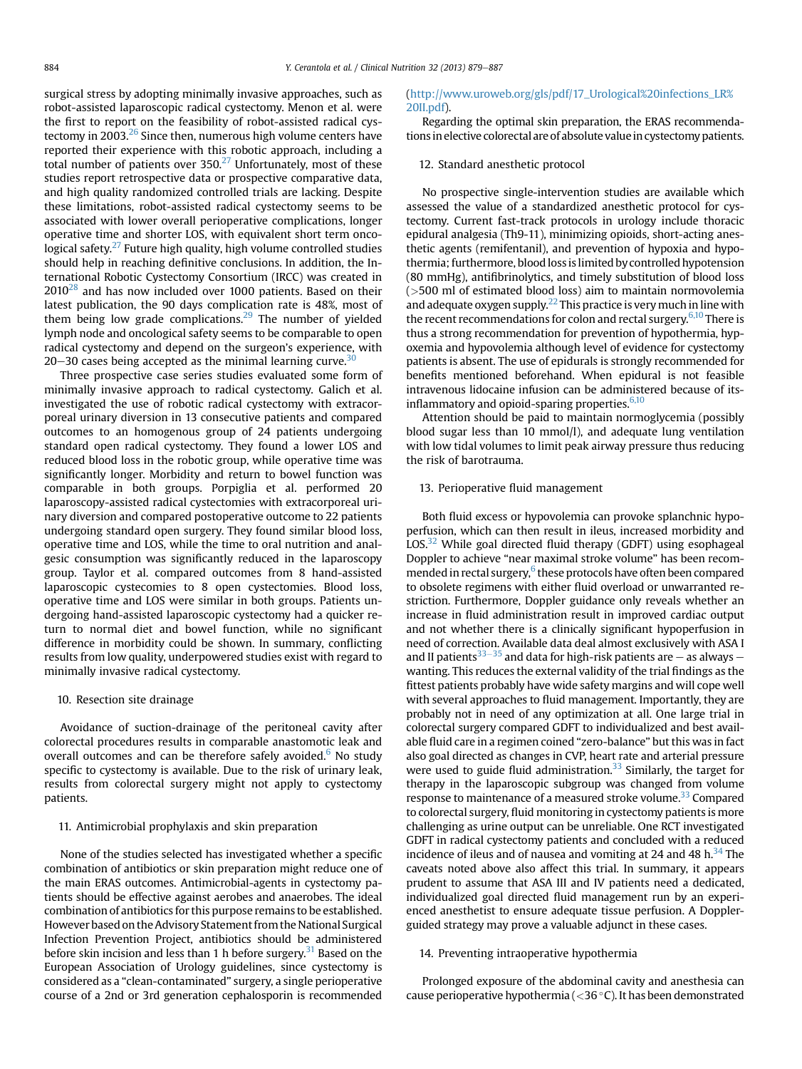surgical stress by adopting minimally invasive approaches, such as robot-assisted laparoscopic radical cystectomy. Menon et al. were the first to report on the feasibility of robot-assisted radical cystectomy in 2003.[26] Since then, numerous high volume centers have reported their experience with this robotic approach, including a total number of patients over 350.[27] Unfortunately, most of these studies report retrospective data or prospective comparative data, and high quality randomized controlled trials are lacking. Despite these limitations, robot-assisted radical cystectomy seems to be associated with lower overall perioperative complications, longer operative time and shorter LOS, with equivalent short term oncological safety.[27] Future high quality, high volume controlled studies should help in reaching definitive conclusions. In addition, the International Robotic Cystectomy Consortium (IRCC) was created in 2010[28] and has now included over 1000 patients. Based on their latest publication, the 90 days complication rate is 48%, most of them being low grade complications.[29] The number of yielded lymph node and oncological safety seems to be comparable to open radical cystectomy and depend on the surgeon's experience, with 20–30 cases being accepted as the minimal learning curve.[30]

Three prospective case series studies evaluated some form of minimally invasive approach to radical cystectomy. Galich et al. investigated the use of robotic radical cystectomy with extracorporeal urinary diversion in 13 consecutive patients and compared outcomes to an homogenous group of 24 patients undergoing standard open radical cystectomy. They found a lower LOS and reduced blood loss in the robotic group, while operative time was significantly longer. Morbidity and return to bowel function was comparable in both groups. Porpiglia et al. performed 20 laparoscopy-assisted radical cystectomies with extracorporeal urinary diversion and compared postoperative outcome to 22 patients undergoing standard open surgery. They found similar blood loss, operative time and LOS, while the time to oral nutrition and analgesic consumption was significantly reduced in the laparoscopy group. Taylor et al. compared outcomes from 8 hand-assisted laparoscopic cystecomies to 8 open cystectomies. Blood loss, operative time and LOS were similar in both groups. Patients undergoing hand-assisted laparoscopic cystectomy had a quicker return to normal diet and bowel function, while no significant difference in morbidity could be shown. In summary, conflicting results from low quality, underpowered studies exist with regard to minimally invasive radical cystectomy.

10. Resection site drainage

Avoidance of suction-drainage of the peritoneal cavity after colorectal procedures results in comparable anastomotic leak and overall outcomes and can be therefore safely avoided.[6] No study specific to cystectomy is available. Due to the risk of urinary leak, results from colorectal surgery might not apply to cystectomy patients.

11. Antimicrobial prophylaxis and skin preparation

None of the studies selected has investigated whether a specific combination of antibiotics or skin preparation might reduce one of the main ERAS outcomes. Antimicrobial-agents in cystectomy patients should be effective against aerobes and anaerobes. The ideal combination of antibiotics for this purpose remains to be established. However based on the Advisory Statement from the National Surgical Infection Prevention Project, antibiotics should be administered before skin incision and less than 1 h before surgery.[31] Based on the European Association of Urology guidelines, since cystectomy is considered as a "clean-contaminated" surgery, a single perioperative course of a 2nd or 3rd generation cephalosporin is recommended (http://www.uroweb.org/gls/pdf/17_Urological%20infections_LR%20II.pdf).

Regarding the optimal skin preparation, the ERAS recommendations in elective colorectal are of absolute value in cystectomy patients.

12. Standard anesthetic protocol

No prospective single-intervention studies are available which assessed the value of a standardized anesthetic protocol for cystectomy. Current fast-track protocols in urology include thoracic epidural analgesia (Th9-11), minimizing opioids, short-acting anesthetic agents (remifentanil), and prevention of hypoxia and hypothermia; furthermore, blood loss is limited by controlled hypotension (80 mmHg), antifibrinolytics, and timely substitution of blood loss (>500 ml of estimated blood loss) aim to maintain normovolemia and adequate oxygen supply.[22] This practice is very much in line with the recent recommendations for colon and rectal surgery.[6,10] There is thus a strong recommendation for prevention of hypothermia, hypoxemia and hypovolemia although level of evidence for cystectomy patients is absent. The use of epidurals is strongly recommended for benefits mentioned beforehand. When epidural is not feasible intravenous lidocaine infusion can be administered because of its-inflammatory and opioid-sparing properties.[6,10]

Attention should be paid to maintain normoglycemia (possibly blood sugar less than 10 mmol/l), and adequate lung ventilation with low tidal volumes to limit peak airway pressure thus reducing the risk of barotrauma.

13. Perioperative fluid management

Both fluid excess or hypovolemia can provoke splanchnic hypoperfusion, which can then result in ileus, increased morbidity and LOS.[32] While goal directed fluid therapy (GDFT) using esophageal Doppler to achieve "near maximal stroke volume" has been recommended in rectal surgery,[6] these protocols have often been compared to obsolete regimens with either fluid overload or unwarranted restriction. Furthermore, Doppler guidance only reveals whether an increase in fluid administration result in improved cardiac output and not whether there is a clinically significant hypoperfusion in need of correction. Available data deal almost exclusively with ASA I and II patients[33–35] and data for high-risk patients are – as always – wanting. This reduces the external validity of the trial findings as the fittest patients probably have wide safety margins and will cope well with several approaches to fluid management. Importantly, they are probably not in need of any optimization at all. One large trial in colorectal surgery compared GDFT to individualized and best available fluid care in a regimen coined "zero-balance" but this was in fact also goal directed as changes in CVP, heart rate and arterial pressure were used to guide fluid administration.[33] Similarly, the target for therapy in the laparoscopic subgroup was changed from volume response to maintenance of a measured stroke volume.[33] Compared to colorectal surgery, fluid monitoring in cystectomy patients is more challenging as urine output can be unreliable. One RCT investigated GDFT in radical cystectomy patients and concluded with a reduced incidence of ileus and of nausea and vomiting at 24 and 48 h.[34] The caveats noted above also affect this trial. In summary, it appears prudent to assume that ASA III and IV patients need a dedicated, individualized goal directed fluid management run by an experienced anesthetist to ensure adequate tissue perfusion. A Doppler-guided strategy may prove a valuable adjunct in these cases.

14. Preventing intraoperative hypothermia

Prolonged exposure of the abdominal cavity and anesthesia can cause perioperative hypothermia (<36 °C). It has been demonstrated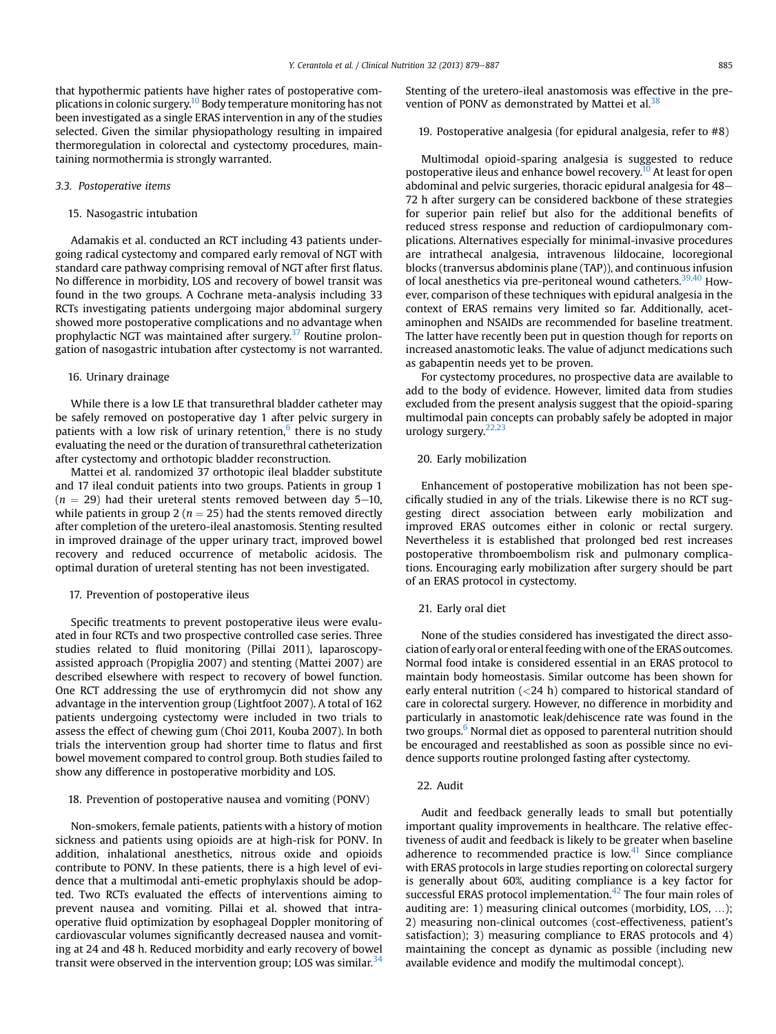that hypothermic patients have higher rates of postoperative complications in colonic surgery.[10] Body temperature monitoring has not been investigated as a single ERAS intervention in any of the studies selected. Given the similar physiopathology resulting in impaired thermoregulation in colorectal and cystectomy procedures, maintaining normothermia is strongly warranted.

### 3.3. Postoperative items

#### 15. Nasogastric intubation

Adamakis et al. conducted an RCT including 43 patients undergoing radical cystectomy and compared early removal of NGT with standard care pathway comprising removal of NGT after first flatus. No difference in morbidity, LOS and recovery of bowel transit was found in the two groups. A Cochrane meta-analysis including 33 RCTs investigating patients undergoing major abdominal surgery showed more postoperative complications and no advantage when prophylactic NGT was maintained after surgery.[37] Routine prolongation of nasogastric intubation after cystectomy is not warranted.

#### 16. Urinary drainage

While there is a low LE that transurethral bladder catheter may be safely removed on postoperative day 1 after pelvic surgery in patients with a low risk of urinary retention,[6] there is no study evaluating the need or the duration of transurethral catheterization after cystectomy and orthotopic bladder reconstruction.

Mattei et al. randomized 37 orthotopic ileal bladder substitute and 17 ileal conduit patients into two groups. Patients in group 1 ($n = 29$) had their ureteral stents removed between day 5–10, while patients in group 2 ($n = 25$) had the stents removed directly after completion of the uretero-ileal anastomosis. Stenting resulted in improved drainage of the upper urinary tract, improved bowel recovery and reduced occurrence of metabolic acidosis. The optimal duration of ureteral stenting has not been investigated.

#### 17. Prevention of postoperative ileus

Specific treatments to prevent postoperative ileus were evaluated in four RCTs and two prospective controlled case series. Three studies related to fluid monitoring (Pillai 2011), laparoscopy-assisted approach (Propiglia 2007) and stenting (Mattei 2007) are described elsewhere with respect to recovery of bowel function. One RCT addressing the use of erythromycin did not show any advantage in the intervention group (Lightfoot 2007). A total of 162 patients undergoing cystectomy were included in two trials to assess the effect of chewing gum (Choi 2011, Kouba 2007). In both trials the intervention group had shorter time to flatus and first bowel movement compared to control group. Both studies failed to show any difference in postoperative morbidity and LOS.

#### 18. Prevention of postoperative nausea and vomiting (PONV)

Non-smokers, female patients, patients with a history of motion sickness and patients using opioids are at high-risk for PONV. In addition, inhalational anesthetics, nitrous oxide and opioids contribute to PONV. In these patients, there is a high level of evidence that a multimodal anti-emetic prophylaxis should be adopted. Two RCTs evaluated the effects of interventions aiming to prevent nausea and vomiting. Pillai et al. showed that intraoperative fluid optimization by esophageal Doppler monitoring of cardiovascular volumes significantly decreased nausea and vomiting at 24 and 48 h. Reduced morbidity and early recovery of bowel transit were observed in the intervention group; LOS was similar.[34] Stenting of the uretero-ileal anastomosis was effective in the prevention of PONV as demonstrated by Mattei et al.[38]

#### 19. Postoperative analgesia (for epidural analgesia, refer to #8)

Multimodal opioid-sparing analgesia is suggested to reduce postoperative ileus and enhance bowel recovery.[10] At least for open abdominal and pelvic surgeries, thoracic epidural analgesia for 48–72 h after surgery can be considered backbone of these strategies for superior pain relief but also for the additional benefits of reduced stress response and reduction of cardiopulmonary complications. Alternatives especially for minimal-invasive procedures are intrathecal analgesia, intravenous lildocaine, locoregional blocks (tranversus abdominis plane (TAP)), and continuous infusion of local anesthetics via pre-peritoneal wound catheters.[39,40] However, comparison of these techniques with epidural analgesia in the context of ERAS remains very limited so far. Additionally, acetaminophen and NSAIDs are recommended for baseline treatment. The latter have recently been put in question though for reports on increased anastomotic leaks. The value of adjunct medications such as gabapentin needs yet to be proven.

For cystectomy procedures, no prospective data are available to add to the body of evidence. However, limited data from studies excluded from the present analysis suggest that the opioid-sparing multimodal pain concepts can probably safely be adopted in major urology surgery.[22,23]

#### 20. Early mobilization

Enhancement of postoperative mobilization has not been specifically studied in any of the trials. Likewise there is no RCT suggesting direct association between early mobilization and improved ERAS outcomes either in colonic or rectal surgery. Nevertheless it is established that prolonged bed rest increases postoperative thromboembolism risk and pulmonary complications. Encouraging early mobilization after surgery should be part of an ERAS protocol in cystectomy.

#### 21. Early oral diet

None of the studies considered has investigated the direct association of early oral or enteral feeding with one of the ERAS outcomes. Normal food intake is considered essential in an ERAS protocol to maintain body homeostasis. Similar outcome has been shown for early enteral nutrition (<24 h) compared to historical standard of care in colorectal surgery. However, no difference in morbidity and particularly in anastomotic leak/dehiscence rate was found in the two groups.[6] Normal diet as opposed to parenteral nutrition should be encouraged and reestablished as soon as possible since no evidence supports routine prolonged fasting after cystectomy.

#### 22. Audit

Audit and feedback generally leads to small but potentially important quality improvements in healthcare. The relative effectiveness of audit and feedback is likely to be greater when baseline adherence to recommended practice is low.[41] Since compliance with ERAS protocols in large studies reporting on colorectal surgery is generally about 60%, auditing compliance is a key factor for successful ERAS protocol implementation.[42] The four main roles of auditing are: 1) measuring clinical outcomes (morbidity, LOS, …); 2) measuring non-clinical outcomes (cost-effectiveness, patient's satisfaction); 3) measuring compliance to ERAS protocols and 4) maintaining the concept as dynamic as possible (including new available evidence and modify the multimodal concept).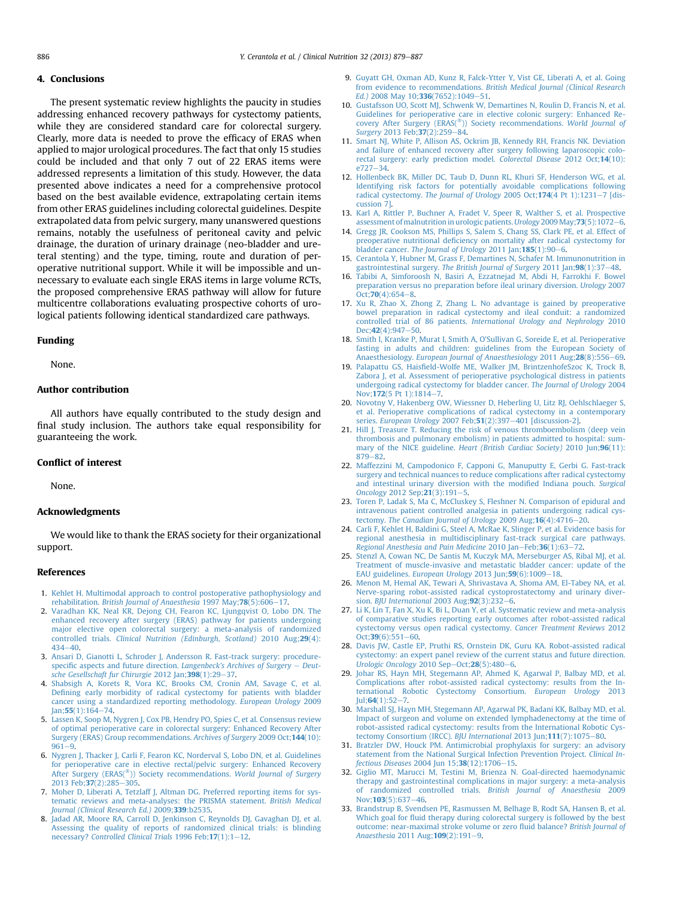## 4. Conclusions

The present systematic review highlights the paucity in studies addressing enhanced recovery pathways for cystectomy patients, while they are considered standard care for colorectal surgery. Clearly, more data is needed to prove the efficacy of ERAS when applied to major urological procedures. The fact that only 15 studies could be included and that only 7 out of 22 ERAS items were addressed represents a limitation of this study. However, the data presented above indicates a need for a comprehensive protocol based on the best available evidence, extrapolating certain items from other ERAS guidelines including colorectal guidelines. Despite extrapolated data from pelvic surgery, many unanswered questions remains, notably the usefulness of peritoneal cavity and pelvic drainage, the duration of urinary drainage (neo-bladder and ureteral stenting) and the type, timing, route and duration of per-operative nutritional support. While it will be impossible and unnecessary to evaluate each single ERAS items in large volume RCTs, the proposed comprehensive ERAS pathway will allow for future multicentre collaborations evaluating prospective cohorts of urological patients following identical standardized care pathways.

## Funding

None.

## Author contribution

All authors have equally contributed to the study design and final study inclusion. The authors take equal responsibility for guaranteeing the work.

## Conflict of interest

None.

## Acknowledgments

We would like to thank the ERAS society for their organizational support.

## References

1. Kehlet H. Multimodal approach to control postoperative pathophysiology and rehabilitation. *British Journal of Anaesthesia* 1997 May;**78**(5):606–17.
2. Varadhan KK, Neal KR, Dejong CH, Fearon KC, Ljungqvist O, Lobo DN. The enhanced recovery after surgery (ERAS) pathway for patients undergoing major elective open colorectal surgery: a meta-analysis of randomized controlled trials. *Clinical Nutrition (Edinburgh, Scotland)* 2010 Aug;**29**(4):434–40.
3. Ansari D, Gianotti L, Schroder J, Andersson R. Fast-track surgery: procedure-specific aspects and future direction. *Langenbeck's Archives of Surgery – Deutsche Gesellschaft fur Chirurgie* 2012 Jan;**398**(1):29–37.
4. Shabsigh A, Korets R, Vora KC, Brooks CM, Cronin AM, Savage C, et al. Defining early morbidity of radical cystectomy for patients with bladder cancer using a standardized reporting methodology. *European Urology* 2009 Jan;**55**(1):164–74.
5. Lassen K, Soop M, Nygren J, Cox PB, Hendry PO, Spies C, et al. Consensus review of optimal perioperative care in colorectal surgery: Enhanced Recovery After Surgery (ERAS) Group recommendations. *Archives of Surgery* 2009 Oct;**144**(10):961–9.
6. Nygren J, Thacker J, Carli F, Fearon KC, Norderval S, Lobo DN, et al. Guidelines for perioperative care in elective rectal/pelvic surgery: Enhanced Recovery After Surgery (ERAS(®)) Society recommendations. *World Journal of Surgery* 2013 Feb;**37**(2):285–305.
7. Moher D, Liberati A, Tetzlaff J, Altman DG. Preferred reporting items for systematic reviews and meta-analyses: the PRISMA statement. *British Medical Journal (Clinical Research Ed.)* 2009;**339**:b2535.
8. Jadad AR, Moore RA, Carroll D, Jenkinson C, Reynolds DJ, Gavaghan DJ, et al. Assessing the quality of reports of randomized clinical trials: is blinding necessary? *Controlled Clinical Trials* 1996 Feb;**17**(1):1–12.
9. Guyatt GH, Oxman AD, Kunz R, Falck-Ytter Y, Vist GE, Liberati A, et al. Going from evidence to recommendations. *British Medical Journal (Clinical Research Ed.)* 2008 May 10;**336**(7652):1049–51.
10. Gustafsson UO, Scott MJ, Schwenk W, Demartines N, Roulin D, Francis N, et al. Guidelines for perioperative care in elective colonic surgery: Enhanced Recovery After Surgery (ERAS(®)) Society recommendations. *World Journal of Surgery* 2013 Feb;**37**(2):259–84.
11. Smart NJ, White P, Allison AS, Ockrim JB, Kennedy RH, Francis NK. Deviation and failure of enhanced recovery after surgery following laparoscopic colorectal surgery: early prediction model. *Colorectal Disease* 2012 Oct;**14**(10):e727–34.
12. Hollenbeck BK, Miller DC, Taub D, Dunn RL, Khuri SF, Henderson WG, et al. Identifying risk factors for potentially avoidable complications following radical cystectomy. *The Journal of Urology* 2005 Oct;**174**(4 Pt 1):1231–7 [discussion 7].
13. Karl A, Rittler P, Buchner A, Fradet V, Speer R, Walther S, et al. Prospective assessment of malnutrition in urologic patients. *Urology* 2009 May;**73**(5):1072–6.
14. Gregg JR, Cookson MS, Phillips S, Salem S, Chang SS, Clark PE, et al. Effect of preoperative nutritional deficiency on mortality after radical cystectomy for bladder cancer. *The Journal of Urology* 2011 Jan;**185**(1):90–6.
15. Cerantola Y, Hubner M, Grass F, Demartines N, Schafer M. Immunonutrition in gastrointestinal surgery. *The British Journal of Surgery* 2011 Jan;**98**(1):37–48.
16. Tabibi A, Simforoosh N, Basiri A, Ezzatnejad M, Abdi H, Farrokhi F. Bowel preparation versus no preparation before ileal urinary diversion. *Urology* 2007 Oct;**70**(4):654–8.
17. Xu R, Zhao X, Zhong Z, Zhang L. No advantage is gained by preoperative bowel preparation in radical cystectomy and ileal conduit: a randomized controlled trial of 86 patients. *International Urology and Nephrology* 2010 Dec;**42**(4):947–50.
18. Smith I, Kranke P, Murat I, Smith A, O'Sullivan G, Soreide E, et al. Perioperative fasting in adults and children: guidelines from the European Society of Anaesthesiology. *European Journal of Anaesthesiology* 2011 Aug;**28**(8):556–69.
19. Palapattu GS, Haisfield-Wolfe ME, Walker JM, BrintzenhofeSzoc K, Trock B, Zabora J, et al. Assessment of perioperative psychological distress in patients undergoing radical cystectomy for bladder cancer. *The Journal of Urology* 2004 Nov;**172**(5 Pt 1):1814–7.
20. Novotny V, Hakenberg OW, Wiessner D, Heberling U, Litz RJ, Oehlschlaeger S, et al. Perioperative complications of radical cystectomy in a contemporary series. *European Urology* 2007 Feb;**51**(2):397–401 [discussion-2].
21. Hill J, Treasure T. Reducing the risk of venous thromboembolism (deep vein thrombosis and pulmonary embolism) in patients admitted to hospital: summary of the NICE guideline. *Heart (British Cardiac Society)* 2010 Jun;**96**(11):879–82.
22. Maffezzini M, Campodonico F, Capponi G, Manuputty E, Gerbi G. Fast-track surgery and technical nuances to reduce complications after radical cystectomy and intestinal urinary diversion with the modified Indiana pouch. *Surgical Oncology* 2012 Sep;**21**(3):191–5.
23. Toren P, Ladak S, Ma C, McCluskey S, Fleshner N. Comparison of epidural and intravenous patient controlled analgesia in patients undergoing radical cystectomy. *The Canadian Journal of Urology* 2009 Aug;**16**(4):4716–20.
24. Carli F, Kehlet H, Baldini G, Steel A, McRae K, Slinger P, et al. Evidence basis for regional anesthesia in multidisciplinary fast-track surgical care pathways. *Regional Anesthesia and Pain Medicine* 2010 Jan–Feb;**36**(1):63–72.
25. Stenzl A, Cowan NC, De Santis M, Kuczyk MA, Merseburger AS, Ribal MJ, et al. Treatment of muscle-invasive and metastatic bladder cancer: update of the EAU guidelines. *European Urology* 2013 Jun;**59**(6):1009–18.
26. Menon M, Hemal AK, Tewari A, Shrivastava A, Shoma AM, El-Tabey NA, et al. Nerve-sparing robot-assisted radical cystoprostatectomy and urinary diversion. *BJU International* 2003 Aug;**92**(3):232–6.
27. Li K, Lin T, Fan X, Xu K, Bi L, Duan Y, et al. Systematic review and meta-analysis of comparative studies reporting early outcomes after robot-assisted radical cystectomy versus open radical cystectomy. *Cancer Treatment Reviews* 2012 Oct;**39**(6):551–60.
28. Davis JW, Castle EP, Pruthi RS, Ornstein DK, Guru KA. Robot-assisted radical cystectomy: an expert panel review of the current status and future direction. *Urologic Oncology* 2010 Sep–Oct;**28**(5):480–6.
29. Johar RS, Hayn MH, Stegemann AP, Ahmed K, Agarwal P, Balbay MD, et al. Complications after robot-assisted radical cystectomy: results from the International Robotic Cystectomy Consortium. *European Urology* 2013 Jul;**64**(1):52–7.
30. Marshall SJ, Hayn MH, Stegemann AP, Agarwal PK, Badani KK, Balbay MD, et al. Impact of surgeon and volume on extended lymphadenectomy at the time of robot-assisted radical cystectomy: results from the International Robotic Cystectomy Consortium (IRCC). *BJU International* 2013 Jun;**111**(7):1075–80.
31. Bratzler DW, Houck PM. Antimicrobial prophylaxis for surgery: an advisory statement from the National Surgical Infection Prevention Project. *Clinical Infectious Diseases* 2004 Jun 15;**38**(12):1706–15.
32. Giglio MT, Marucci M, Testini M, Brienza N. Goal-directed haemodynamic therapy and gastrointestinal complications in major surgery: a meta-analysis of randomized controlled trials. *British Journal of Anaesthesia* 2009 Nov;**103**(5):637–46.
33. Brandstrup B, Svendsen PE, Rasmussen M, Belhage B, Rodt SA, Hansen B, et al. Which goal for fluid therapy during colorectal surgery is followed by the best outcome: near-maximal stroke volume or zero fluid balance? *British Journal of Anaesthesia* 2011 Aug;**109**(2):191–9.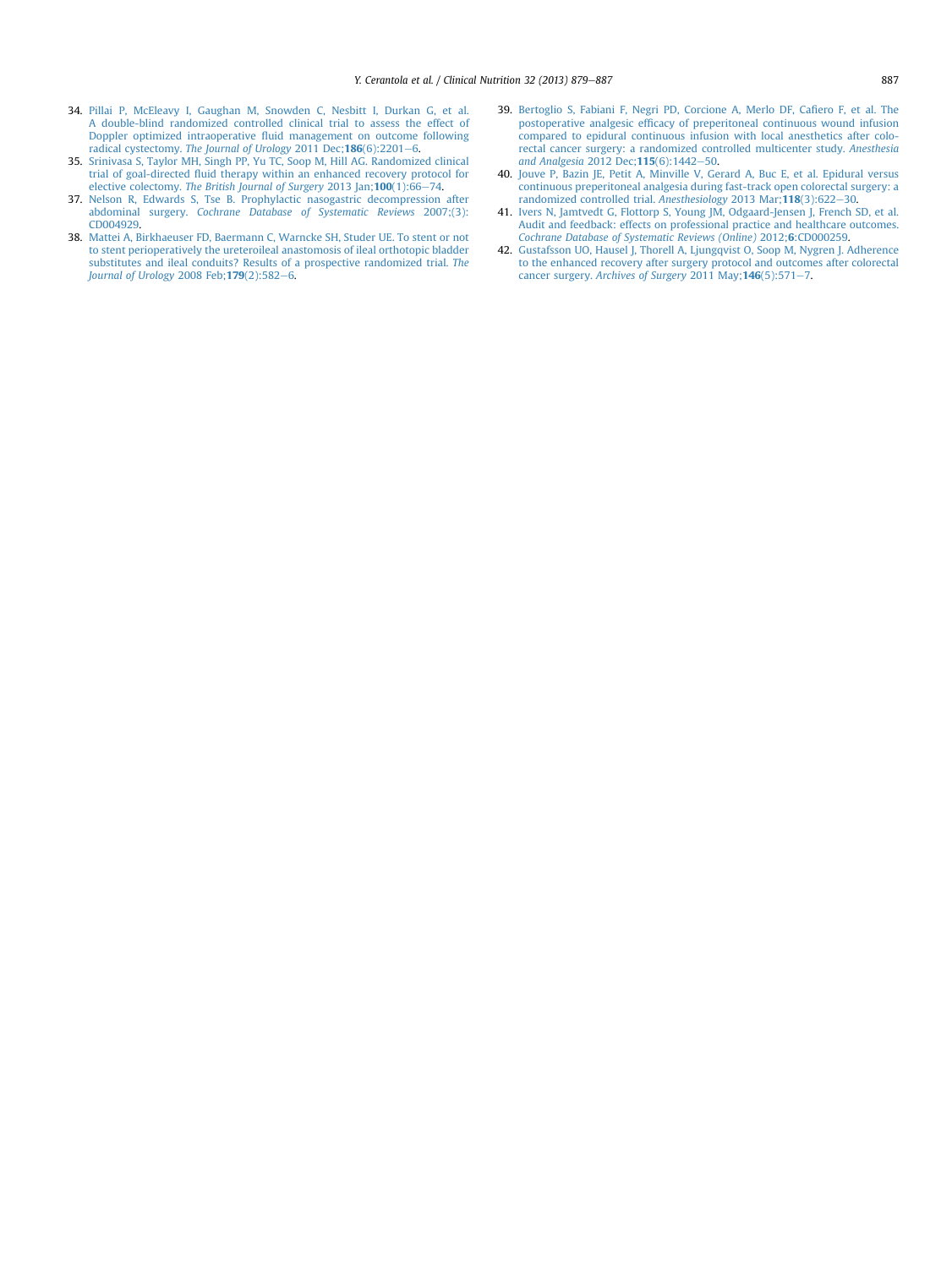34. Pillai P, McEleavy I, Gaughan M, Snowden C, Nesbitt I, Durkan G, et al. A double-blind randomized controlled clinical trial to assess the effect of Doppler optimized intraoperative fluid management on outcome following radical cystectomy. *The Journal of Urology* 2011 Dec;**186**(6):2201–6.
35. Srinivasa S, Taylor MH, Singh PP, Yu TC, Soop M, Hill AG. Randomized clinical trial of goal-directed fluid therapy within an enhanced recovery protocol for elective colectomy. *The British Journal of Surgery* 2013 Jan;**100**(1):66–74.
37. Nelson R, Edwards S, Tse B. Prophylactic nasogastric decompression after abdominal surgery. *Cochrane Database of Systematic Reviews* 2007;(3): CD004929.
38. Mattei A, Birkhaeuser FD, Baermann C, Warncke SH, Studer UE. To stent or not to stent perioperatively the ureteroileal anastomosis of ileal orthotopic bladder substitutes and ileal conduits? Results of a prospective randomized trial. *The Journal of Urology* 2008 Feb;**179**(2):582–6.
39. Bertoglio S, Fabiani F, Negri PD, Corcione A, Merlo DF, Cafiero F, et al. The postoperative analgesic efficacy of preperitoneal continuous wound infusion compared to epidural continuous infusion with local anesthetics after colorectal cancer surgery: a randomized controlled multicenter study. *Anesthesia and Analgesia* 2012 Dec;**115**(6):1442–50.
40. Jouve P, Bazin JE, Petit A, Minville V, Gerard A, Buc E, et al. Epidural versus continuous preperitoneal analgesia during fast-track open colorectal surgery: a randomized controlled trial. *Anesthesiology* 2013 Mar;**118**(3):622–30.
41. Ivers N, Jamtvedt G, Flottorp S, Young JM, Odgaard-Jensen J, French SD, et al. Audit and feedback: effects on professional practice and healthcare outcomes. *Cochrane Database of Systematic Reviews (Online)* 2012;**6**:CD000259.
42. Gustafsson UO, Hausel J, Thorell A, Ljungqvist O, Soop M, Nygren J. Adherence to the enhanced recovery after surgery protocol and outcomes after colorectal cancer surgery. *Archives of Surgery* 2011 May;**146**(5):571–7.